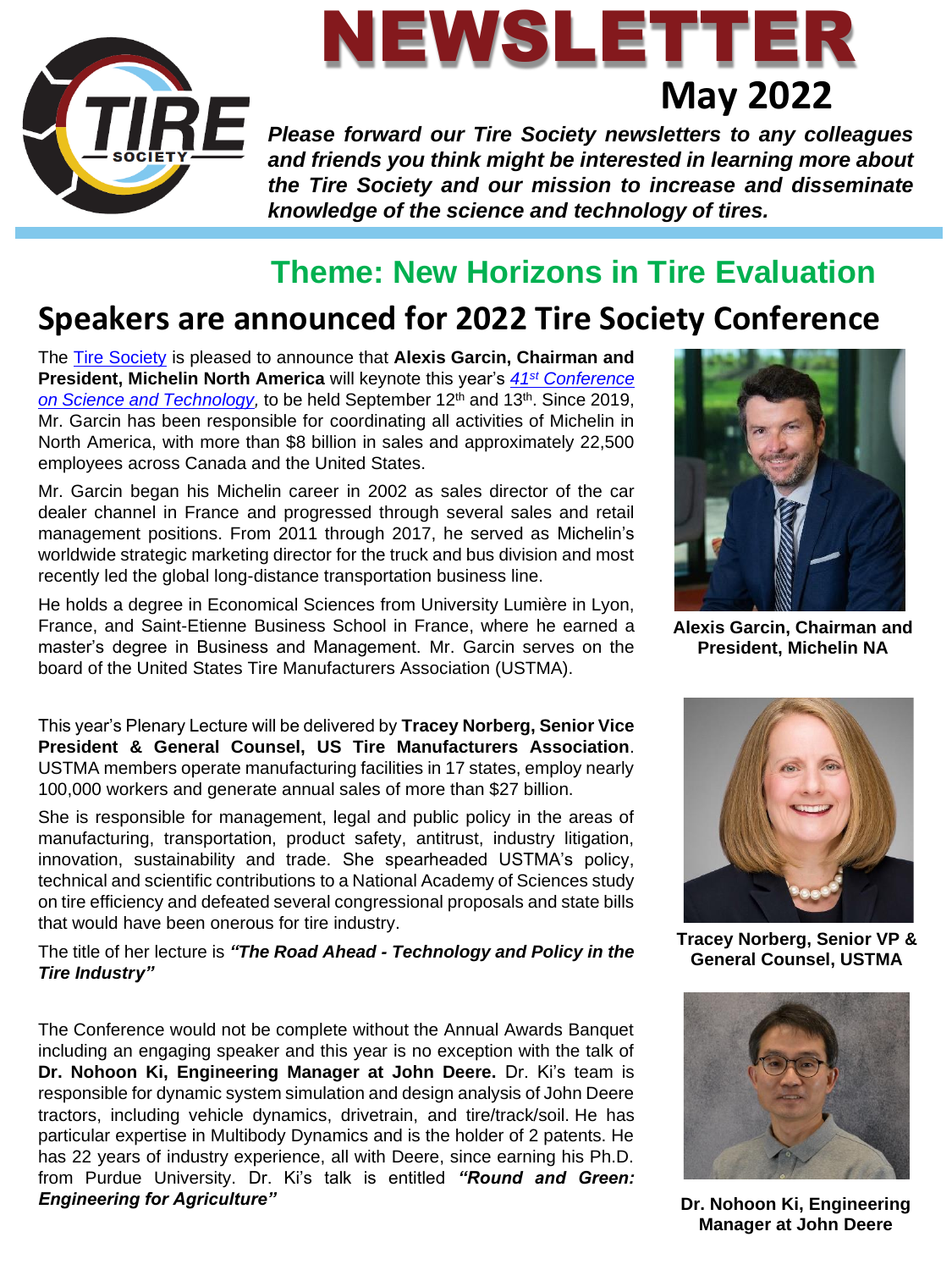# NEWSLETTER

**May 2022**

***Please forward our Tire Society newsletters to any colleagues and friends you think might be interested in learning more about the Tire Society and our mission to increase and disseminate knowledge of the science and technology of tires.***

## Theme: New Horizons in Tire Evaluation

# Speakers are announced for 2022 Tire Society Conference

The Tire Society is pleased to announce that **Alexis Garcin, Chairman and President, Michelin North America** will keynote this year's *41st Conference on Science and Technology*, to be held September 12th and 13th. Since 2019, Mr. Garcin has been responsible for coordinating all activities of Michelin in North America, with more than $8 billion in sales and approximately 22,500 employees across Canada and the United States.

Mr. Garcin began his Michelin career in 2002 as sales director of the car dealer channel in France and progressed through several sales and retail management positions. From 2011 through 2017, he served as Michelin's worldwide strategic marketing director for the truck and bus division and most recently led the global long-distance transportation business line.

He holds a degree in Economical Sciences from University Lumière in Lyon, France, and Saint-Etienne Business School in France, where he earned a master's degree in Business and Management. Mr. Garcin serves on the board of the United States Tire Manufacturers Association (USTMA).

**Alexis Garcin, Chairman and President, Michelin NA**

This year's Plenary Lecture will be delivered by **Tracey Norberg, Senior Vice President & General Counsel, US Tire Manufacturers Association**. USTMA members operate manufacturing facilities in 17 states, employ nearly 100,000 workers and generate annual sales of more than $27 billion.

She is responsible for management, legal and public policy in the areas of manufacturing, transportation, product safety, antitrust, industry litigation, innovation, sustainability and trade. She spearheaded USTMA's policy, technical and scientific contributions to a National Academy of Sciences study on tire efficiency and defeated several congressional proposals and state bills that would have been onerous for tire industry.

The title of her lecture is ***"The Road Ahead - Technology and Policy in the Tire Industry"***

**Tracey Norberg, Senior VP & General Counsel, USTMA**

The Conference would not be complete without the Annual Awards Banquet including an engaging speaker and this year is no exception with the talk of **Dr. Nohoon Ki, Engineering Manager at John Deere.** Dr. Ki's team is responsible for dynamic system simulation and design analysis of John Deere tractors, including vehicle dynamics, drivetrain, and tire/track/soil. He has particular expertise in Multibody Dynamics and is the holder of 2 patents. He has 22 years of industry experience, all with Deere, since earning his Ph.D. from Purdue University. Dr. Ki's talk is entitled ***"Round and Green: Engineering for Agriculture"***

**Dr. Nohoon Ki, Engineering Manager at John Deere**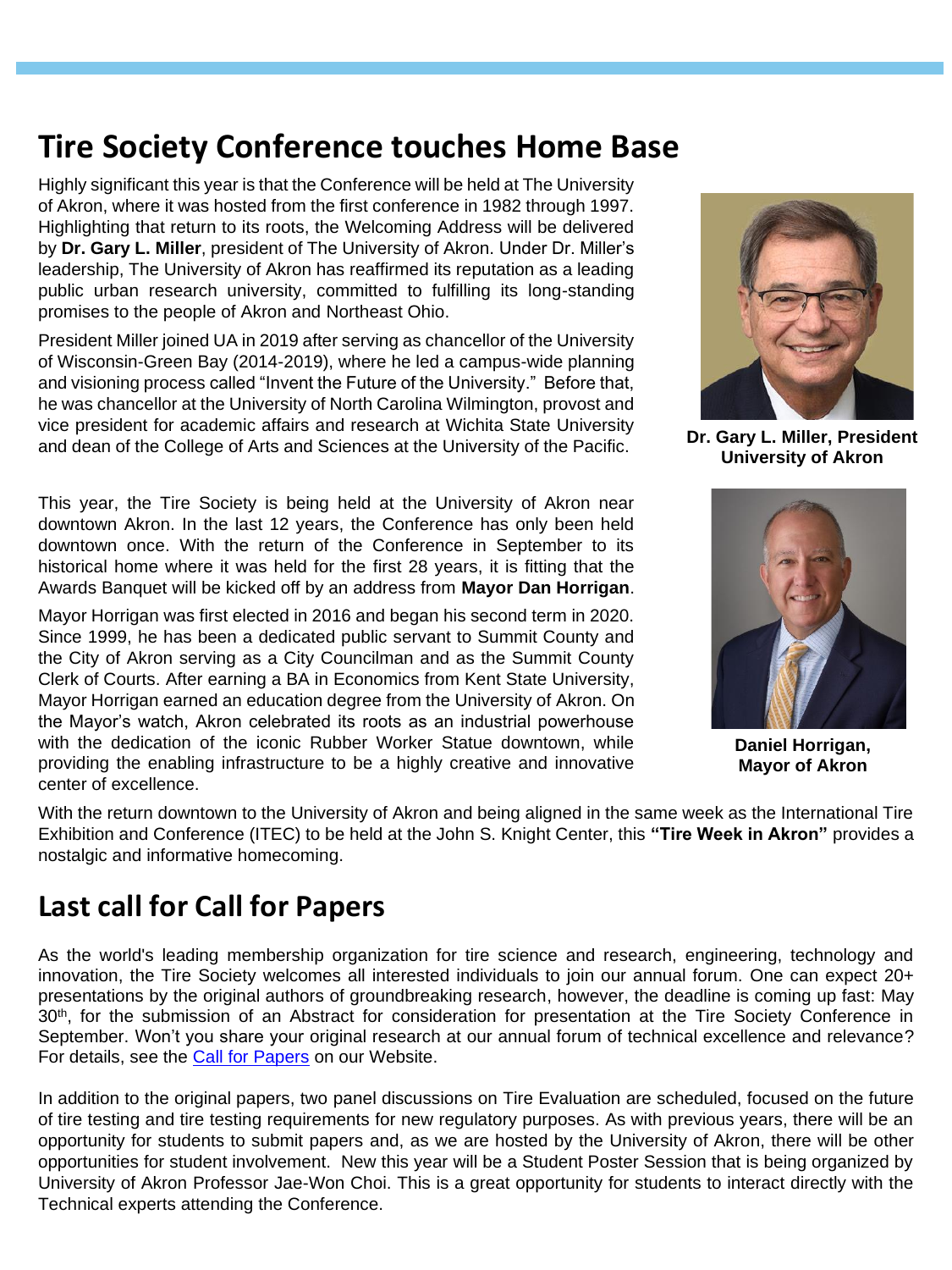## Tire Society Conference touches Home Base

Highly significant this year is that the Conference will be held at The University of Akron, where it was hosted from the first conference in 1982 through 1997. Highlighting that return to its roots, the Welcoming Address will be delivered by **Dr. Gary L. Miller**, president of The University of Akron. Under Dr. Miller's leadership, The University of Akron has reaffirmed its reputation as a leading public urban research university, committed to fulfilling its long-standing promises to the people of Akron and Northeast Ohio.

President Miller joined UA in 2019 after serving as chancellor of the University of Wisconsin-Green Bay (2014-2019), where he led a campus-wide planning and visioning process called "Invent the Future of the University." Before that, he was chancellor at the University of North Carolina Wilmington, provost and vice president for academic affairs and research at Wichita State University and dean of the College of Arts and Sciences at the University of the Pacific.

**Dr. Gary L. Miller, President University of Akron**

This year, the Tire Society is being held at the University of Akron near downtown Akron. In the last 12 years, the Conference has only been held downtown once. With the return of the Conference in September to its historical home where it was held for the first 28 years, it is fitting that the Awards Banquet will be kicked off by an address from **Mayor Dan Horrigan**.

Mayor Horrigan was first elected in 2016 and began his second term in 2020. Since 1999, he has been a dedicated public servant to Summit County and the City of Akron serving as a City Councilman and as the Summit County Clerk of Courts. After earning a BA in Economics from Kent State University, Mayor Horrigan earned an education degree from the University of Akron. On the Mayor's watch, Akron celebrated its roots as an industrial powerhouse with the dedication of the iconic Rubber Worker Statue downtown, while providing the enabling infrastructure to be a highly creative and innovative center of excellence.

**Daniel Horrigan, Mayor of Akron**

With the return downtown to the University of Akron and being aligned in the same week as the International Tire Exhibition and Conference (ITEC) to be held at the John S. Knight Center, this **"Tire Week in Akron"** provides a nostalgic and informative homecoming.

## Last call for Call for Papers

As the world's leading membership organization for tire science and research, engineering, technology and innovation, the Tire Society welcomes all interested individuals to join our annual forum. One can expect 20+ presentations by the original authors of groundbreaking research, however, the deadline is coming up fast: May 30th, for the submission of an Abstract for consideration for presentation at the Tire Society Conference in September. Won't you share your original research at our annual forum of technical excellence and relevance? For details, see the Call for Papers on our Website.

In addition to the original papers, two panel discussions on Tire Evaluation are scheduled, focused on the future of tire testing and tire testing requirements for new regulatory purposes. As with previous years, there will be an opportunity for students to submit papers and, as we are hosted by the University of Akron, there will be other opportunities for student involvement. New this year will be a Student Poster Session that is being organized by University of Akron Professor Jae-Won Choi. This is a great opportunity for students to interact directly with the Technical experts attending the Conference.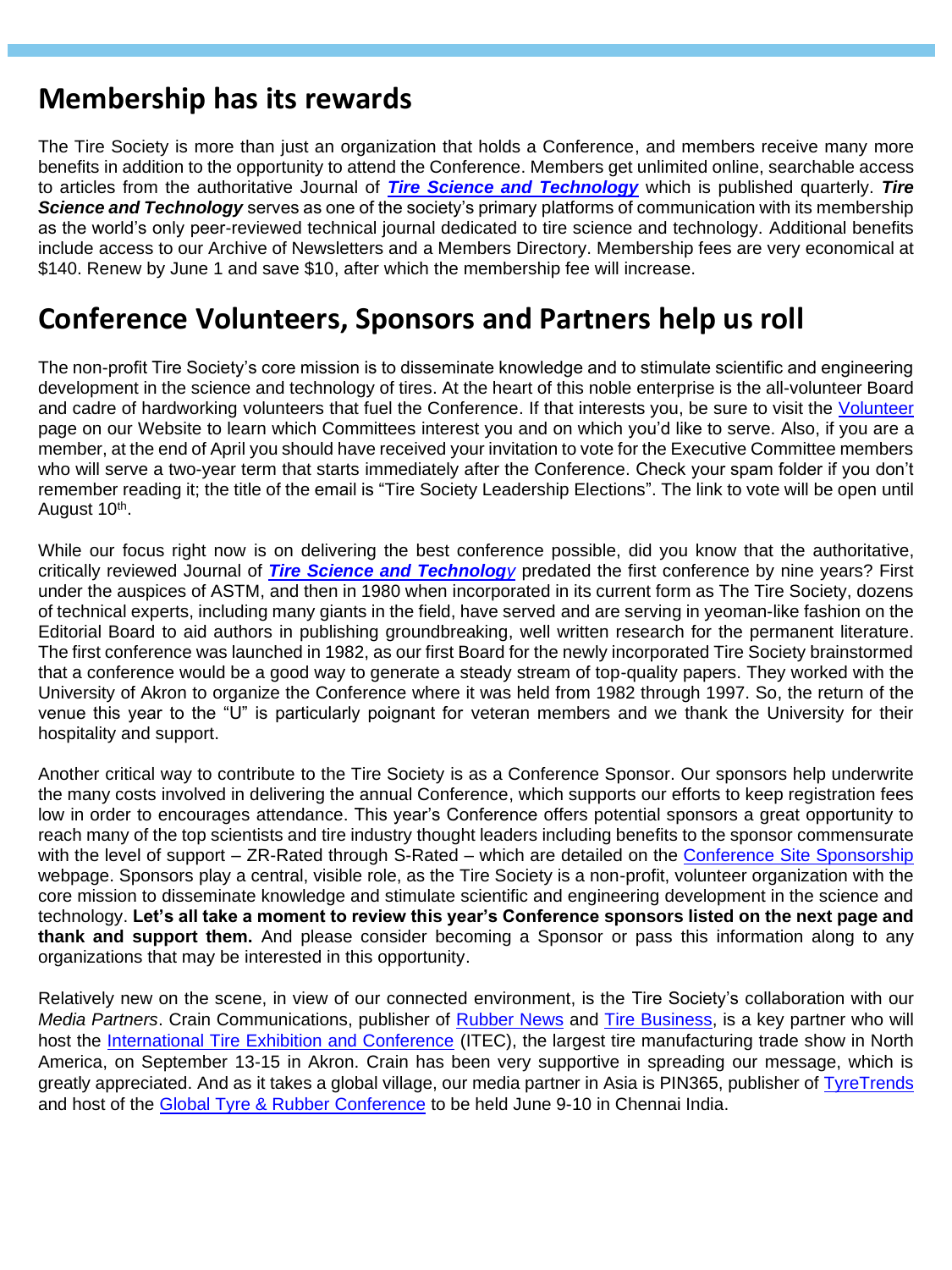## Membership has its rewards

The Tire Society is more than just an organization that holds a Conference, and members receive many more benefits in addition to the opportunity to attend the Conference. Members get unlimited online, searchable access to articles from the authoritative Journal of ***Tire Science and Technology*** which is published quarterly. ***Tire Science and Technology*** serves as one of the society's primary platforms of communication with its membership as the world's only peer-reviewed technical journal dedicated to tire science and technology. Additional benefits include access to our Archive of Newsletters and a Members Directory. Membership fees are very economical at $140. Renew by June 1 and save $10, after which the membership fee will increase.

## Conference Volunteers, Sponsors and Partners help us roll

The non-profit Tire Society's core mission is to disseminate knowledge and to stimulate scientific and engineering development in the science and technology of tires. At the heart of this noble enterprise is the all-volunteer Board and cadre of hardworking volunteers that fuel the Conference. If that interests you, be sure to visit the Volunteer page on our Website to learn which Committees interest you and on which you'd like to serve. Also, if you are a member, at the end of April you should have received your invitation to vote for the Executive Committee members who will serve a two-year term that starts immediately after the Conference. Check your spam folder if you don't remember reading it; the title of the email is "Tire Society Leadership Elections". The link to vote will be open until August 10th.

While our focus right now is on delivering the best conference possible, did you know that the authoritative, critically reviewed Journal of ***Tire Science and Technology*** predated the first conference by nine years? First under the auspices of ASTM, and then in 1980 when incorporated in its current form as The Tire Society, dozens of technical experts, including many giants in the field, have served and are serving in yeoman-like fashion on the Editorial Board to aid authors in publishing groundbreaking, well written research for the permanent literature. The first conference was launched in 1982, as our first Board for the newly incorporated Tire Society brainstormed that a conference would be a good way to generate a steady stream of top-quality papers. They worked with the University of Akron to organize the Conference where it was held from 1982 through 1997. So, the return of the venue this year to the "U" is particularly poignant for veteran members and we thank the University for their hospitality and support.

Another critical way to contribute to the Tire Society is as a Conference Sponsor. Our sponsors help underwrite the many costs involved in delivering the annual Conference, which supports our efforts to keep registration fees low in order to encourages attendance. This year's Conference offers potential sponsors a great opportunity to reach many of the top scientists and tire industry thought leaders including benefits to the sponsor commensurate with the level of support – ZR-Rated through S-Rated – which are detailed on the Conference Site Sponsorship webpage. Sponsors play a central, visible role, as the Tire Society is a non-profit, volunteer organization with the core mission to disseminate knowledge and stimulate scientific and engineering development in the science and technology. **Let's all take a moment to review this year's Conference sponsors listed on the next page and thank and support them.** And please consider becoming a Sponsor or pass this information along to any organizations that may be interested in this opportunity.

Relatively new on the scene, in view of our connected environment, is the Tire Society's collaboration with our *Media Partners*. Crain Communications, publisher of Rubber News and Tire Business, is a key partner who will host the International Tire Exhibition and Conference (ITEC), the largest tire manufacturing trade show in North America, on September 13-15 in Akron. Crain has been very supportive in spreading our message, which is greatly appreciated. And as it takes a global village, our media partner in Asia is PIN365, publisher of TyreTrends and host of the Global Tyre & Rubber Conference to be held June 9-10 in Chennai India.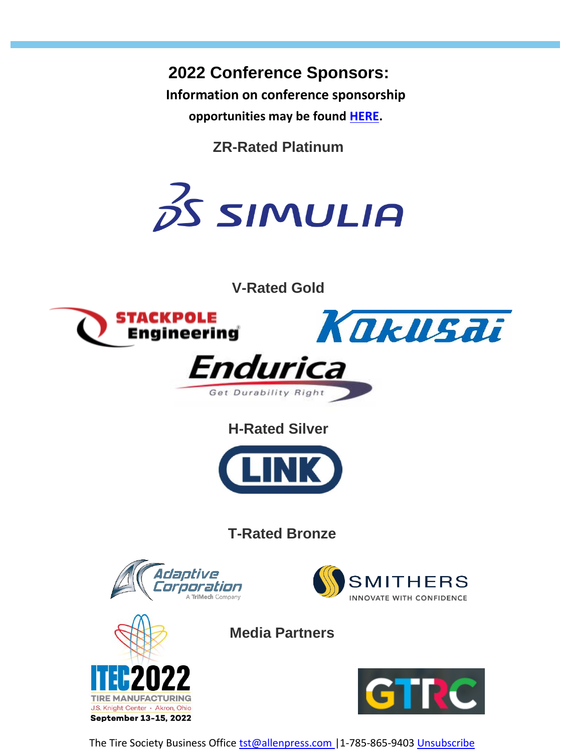## 2022 Conference Sponsors:

**Information on conference sponsorship opportunities may be found HERE.**

### ZR-Rated Platinum

SIMULIA

### V-Rated Gold

STACKPOLE Engineering

Kokusai

Endurica
Get Durability Right

### H-Rated Silver

LINK

### T-Rated Bronze

Adaptive Corporation
A TriMech Company

SMITHERS
INNOVATE WITH CONFIDENCE

### Media Partners

ITEC2022
TIRE MANUFACTURING
J.S. Knight Center • Akron, Ohio
September 13-15, 2022

GTRC

The Tire Society Business Office tst@allenpress.com |1-785-865-9403 Unsubscribe